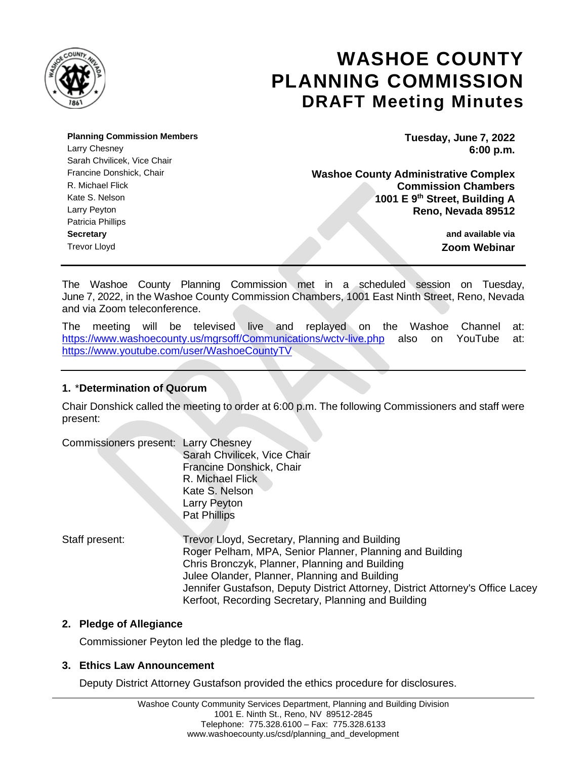# WASHOE COUNTY PLANNING COMMISSION
## DRAFT Meeting Minutes

**Planning Commission Members**
Larry Chesney
Sarah Chvilicek, Vice Chair
Francine Donshick, Chair
R. Michael Flick
Kate S. Nelson
Larry Peyton
Patricia Phillips
**Secretary**
Trevor Lloyd

**Tuesday, June 7, 2022**
**6:00 p.m.**

**Washoe County Administrative Complex**
**Commission Chambers**
**1001 E 9th Street, Building A**
**Reno, Nevada 89512**

**and available via**
**Zoom Webinar**

---

The Washoe County Planning Commission met in a scheduled session on Tuesday, June 7, 2022, in the Washoe County Commission Chambers, 1001 East Ninth Street, Reno, Nevada and via Zoom teleconference.

The meeting will be televised live and replayed on the Washoe Channel at: https://www.washoecounty.us/mgrsoff/Communications/wctv-live.php also on YouTube at: https://www.youtube.com/user/WashoeCountyTV

---

### 1. *Determination of Quorum

Chair Donshick called the meeting to order at 6:00 p.m. The following Commissioners and staff were present:

Commissioners present: Larry Chesney
Sarah Chvilicek, Vice Chair
Francine Donshick, Chair
R. Michael Flick
Kate S. Nelson
Larry Peyton
Pat Phillips

Staff present: Trevor Lloyd, Secretary, Planning and Building
Roger Pelham, MPA, Senior Planner, Planning and Building
Chris Bronczyk, Planner, Planning and Building
Julee Olander, Planner, Planning and Building
Jennifer Gustafson, Deputy District Attorney, District Attorney's Office
Lacey Kerfoot, Recording Secretary, Planning and Building

### 2. Pledge of Allegiance

Commissioner Peyton led the pledge to the flag.

### 3. Ethics Law Announcement

Deputy District Attorney Gustafson provided the ethics procedure for disclosures.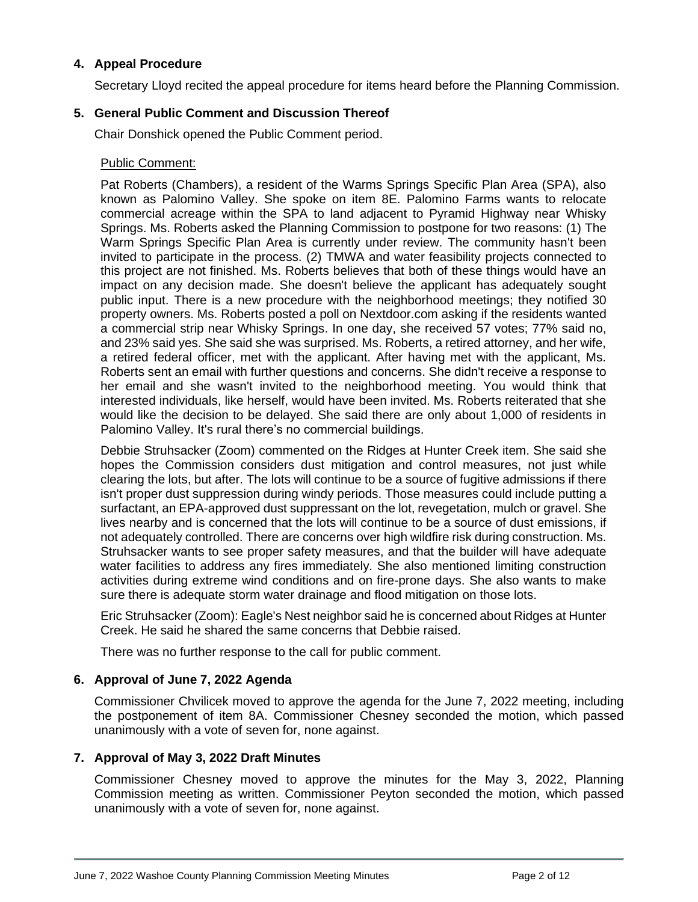## 4. Appeal Procedure

Secretary Lloyd recited the appeal procedure for items heard before the Planning Commission.

## 5. General Public Comment and Discussion Thereof

Chair Donshick opened the Public Comment period.

Public Comment:

Pat Roberts (Chambers), a resident of the Warms Springs Specific Plan Area (SPA), also known as Palomino Valley. She spoke on item 8E. Palomino Farms wants to relocate commercial acreage within the SPA to land adjacent to Pyramid Highway near Whisky Springs. Ms. Roberts asked the Planning Commission to postpone for two reasons: (1) The Warm Springs Specific Plan Area is currently under review. The community hasn't been invited to participate in the process. (2) TMWA and water feasibility projects connected to this project are not finished. Ms. Roberts believes that both of these things would have an impact on any decision made. She doesn't believe the applicant has adequately sought public input. There is a new procedure with the neighborhood meetings; they notified 30 property owners. Ms. Roberts posted a poll on Nextdoor.com asking if the residents wanted a commercial strip near Whisky Springs. In one day, she received 57 votes; 77% said no, and 23% said yes. She said she was surprised. Ms. Roberts, a retired attorney, and her wife, a retired federal officer, met with the applicant. After having met with the applicant, Ms. Roberts sent an email with further questions and concerns. She didn't receive a response to her email and she wasn't invited to the neighborhood meeting. You would think that interested individuals, like herself, would have been invited. Ms. Roberts reiterated that she would like the decision to be delayed. She said there are only about 1,000 of residents in Palomino Valley. It's rural there's no commercial buildings.

Debbie Struhsacker (Zoom) commented on the Ridges at Hunter Creek item. She said she hopes the Commission considers dust mitigation and control measures, not just while clearing the lots, but after. The lots will continue to be a source of fugitive admissions if there isn't proper dust suppression during windy periods. Those measures could include putting a surfactant, an EPA-approved dust suppressant on the lot, revegetation, mulch or gravel. She lives nearby and is concerned that the lots will continue to be a source of dust emissions, if not adequately controlled. There are concerns over high wildfire risk during construction. Ms. Struhsacker wants to see proper safety measures, and that the builder will have adequate water facilities to address any fires immediately. She also mentioned limiting construction activities during extreme wind conditions and on fire-prone days. She also wants to make sure there is adequate storm water drainage and flood mitigation on those lots.

Eric Struhsacker (Zoom): Eagle's Nest neighbor said he is concerned about Ridges at Hunter Creek. He said he shared the same concerns that Debbie raised.

There was no further response to the call for public comment.

## 6. Approval of June 7, 2022 Agenda

Commissioner Chvilicek moved to approve the agenda for the June 7, 2022 meeting, including the postponement of item 8A. Commissioner Chesney seconded the motion, which passed unanimously with a vote of seven for, none against.

## 7. Approval of May 3, 2022 Draft Minutes

Commissioner Chesney moved to approve the minutes for the May 3, 2022, Planning Commission meeting as written. Commissioner Peyton seconded the motion, which passed unanimously with a vote of seven for, none against.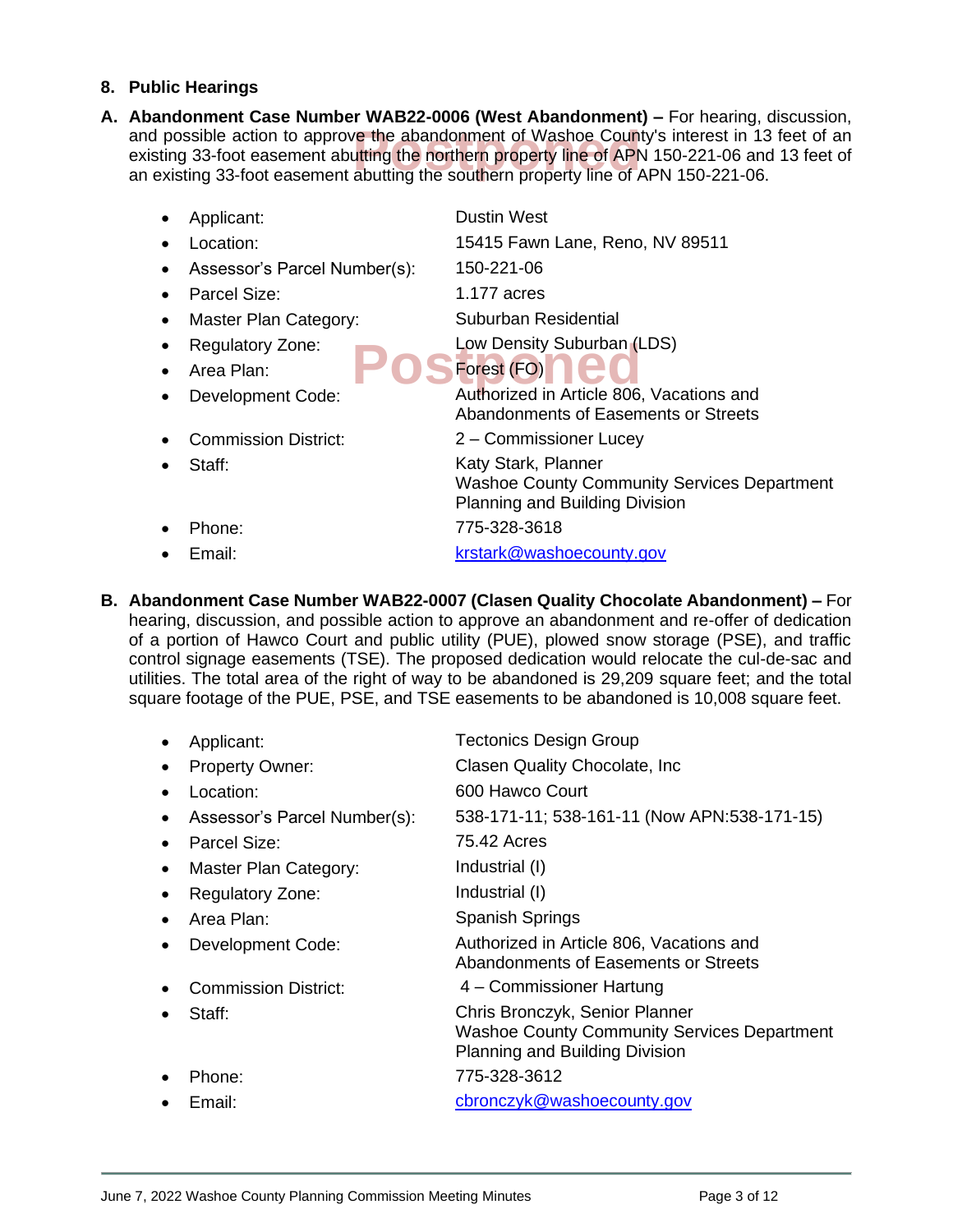## 8. Public Hearings

**A. Abandonment Case Number WAB22-0006 (West Abandonment) –** For hearing, discussion, and possible action to approve the abandonment of Washoe County's interest in 13 feet of an existing 33-foot easement abutting the northern property line of APN 150-221-06 and 13 feet of an existing 33-foot easement abutting the southern property line of APN 150-221-06.

Postponed

- Applicant: Dustin West
- Location: 15415 Fawn Lane, Reno, NV 89511
- Assessor's Parcel Number(s): 150-221-06
- Parcel Size: 1.177 acres
- Master Plan Category: Suburban Residential
- Regulatory Zone: Low Density Suburban (LDS)
- Area Plan: Forest (FO)
- Development Code: Authorized in Article 806, Vacations and Abandonments of Easements or Streets
- Commission District: 2 – Commissioner Lucey
- Staff: Katy Stark, Planner
  Washoe County Community Services Department
  Planning and Building Division
- Phone: 775-328-3618
- Email: krstark@washoecounty.gov

Postponed

**B. Abandonment Case Number WAB22-0007 (Clasen Quality Chocolate Abandonment) –** For hearing, discussion, and possible action to approve an abandonment and re-offer of dedication of a portion of Hawco Court and public utility (PUE), plowed snow storage (PSE), and traffic control signage easements (TSE). The proposed dedication would relocate the cul-de-sac and utilities. The total area of the right of way to be abandoned is 29,209 square feet; and the total square footage of the PUE, PSE, and TSE easements to be abandoned is 10,008 square feet.

- Applicant: Tectonics Design Group
- Property Owner: Clasen Quality Chocolate, Inc
- Location: 600 Hawco Court
- Assessor's Parcel Number(s): 538-171-11; 538-161-11 (Now APN:538-171-15)
- Parcel Size: 75.42 Acres
- Master Plan Category: Industrial (I)
- Regulatory Zone: Industrial (I)
- Area Plan: Spanish Springs
- Development Code: Authorized in Article 806, Vacations and Abandonments of Easements or Streets
- Commission District: 4 – Commissioner Hartung
- Staff: Chris Bronczyk, Senior Planner
  Washoe County Community Services Department
  Planning and Building Division
- Phone: 775-328-3612
- Email: cbronczyk@washoecounty.gov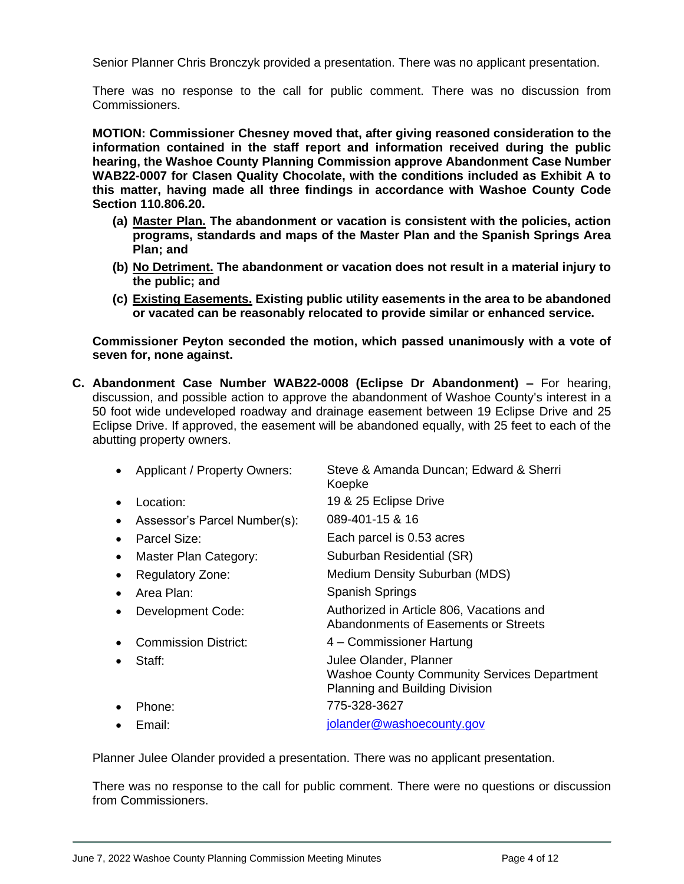Senior Planner Chris Bronczyk provided a presentation. There was no applicant presentation.

There was no response to the call for public comment. There was no discussion from Commissioners.

**MOTION: Commissioner Chesney moved that, after giving reasoned consideration to the information contained in the staff report and information received during the public hearing, the Washoe County Planning Commission approve Abandonment Case Number WAB22-0007 for Clasen Quality Chocolate, with the conditions included as Exhibit A to this matter, having made all three findings in accordance with Washoe County Code Section 110.806.20.**

- **(a) Master Plan. The abandonment or vacation is consistent with the policies, action programs, standards and maps of the Master Plan and the Spanish Springs Area Plan; and**
- **(b) No Detriment. The abandonment or vacation does not result in a material injury to the public; and**
- **(c) Existing Easements. Existing public utility easements in the area to be abandoned or vacated can be reasonably relocated to provide similar or enhanced service.**

**Commissioner Peyton seconded the motion, which passed unanimously with a vote of seven for, none against.**

**C. Abandonment Case Number WAB22-0008 (Eclipse Dr Abandonment) –** For hearing, discussion, and possible action to approve the abandonment of Washoe County's interest in a 50 foot wide undeveloped roadway and drainage easement between 19 Eclipse Drive and 25 Eclipse Drive. If approved, the easement will be abandoned equally, with 25 feet to each of the abutting property owners.

- Applicant / Property Owners: Steve & Amanda Duncan; Edward & Sherri Koepke
- Location: 19 & 25 Eclipse Drive
- Assessor's Parcel Number(s): 089-401-15 & 16
- Parcel Size: Each parcel is 0.53 acres
- Master Plan Category: Suburban Residential (SR)
- Regulatory Zone: Medium Density Suburban (MDS)
- Area Plan: Spanish Springs
- Development Code: Authorized in Article 806, Vacations and Abandonments of Easements or Streets
- Commission District: 4 – Commissioner Hartung
- Staff: Julee Olander, Planner
  Washoe County Community Services Department
  Planning and Building Division
- Phone: 775-328-3627
- Email: jolander@washoecounty.gov

Planner Julee Olander provided a presentation. There was no applicant presentation.

There was no response to the call for public comment. There were no questions or discussion from Commissioners.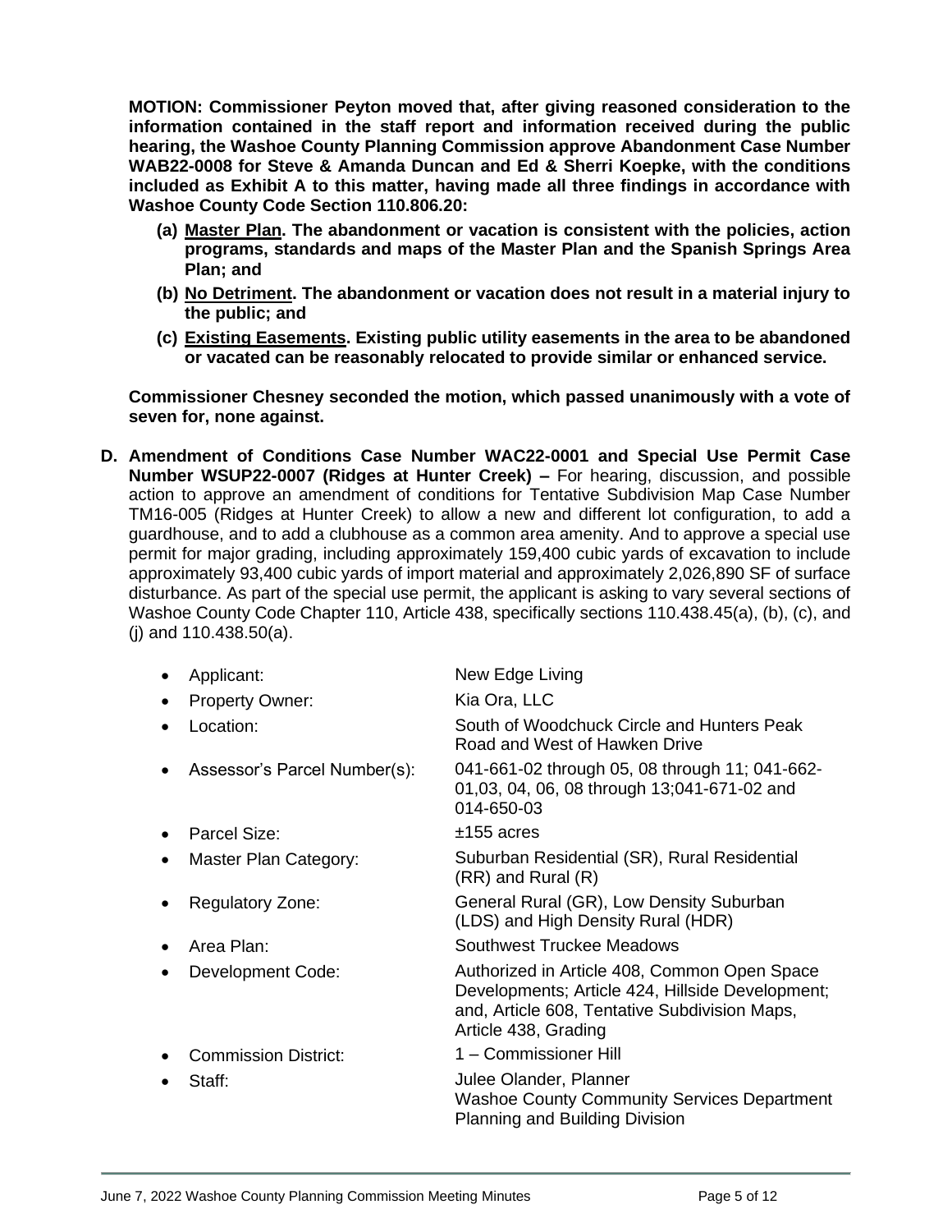**MOTION: Commissioner Peyton moved that, after giving reasoned consideration to the information contained in the staff report and information received during the public hearing, the Washoe County Planning Commission approve Abandonment Case Number WAB22-0008 for Steve & Amanda Duncan and Ed & Sherri Koepke, with the conditions included as Exhibit A to this matter, having made all three findings in accordance with Washoe County Code Section 110.806.20:**

- **(a) <u>Master Plan</u>. The abandonment or vacation is consistent with the policies, action programs, standards and maps of the Master Plan and the Spanish Springs Area Plan; and**
- **(b) <u>No Detriment</u>. The abandonment or vacation does not result in a material injury to the public; and**
- **(c) <u>Existing Easements</u>. Existing public utility easements in the area to be abandoned or vacated can be reasonably relocated to provide similar or enhanced service.**

**Commissioner Chesney seconded the motion, which passed unanimously with a vote of seven for, none against.**

**D. Amendment of Conditions Case Number WAC22-0001 and Special Use Permit Case Number WSUP22-0007 (Ridges at Hunter Creek) –** For hearing, discussion, and possible action to approve an amendment of conditions for Tentative Subdivision Map Case Number TM16-005 (Ridges at Hunter Creek) to allow a new and different lot configuration, to add a guardhouse, and to add a clubhouse as a common area amenity. And to approve a special use permit for major grading, including approximately 159,400 cubic yards of excavation to include approximately 93,400 cubic yards of import material and approximately 2,026,890 SF of surface disturbance. As part of the special use permit, the applicant is asking to vary several sections of Washoe County Code Chapter 110, Article 438, specifically sections 110.438.45(a), (b), (c), and (j) and 110.438.50(a).

- Applicant: New Edge Living
- Property Owner: Kia Ora, LLC
- Location: South of Woodchuck Circle and Hunters Peak Road and West of Hawken Drive
- Assessor's Parcel Number(s): 041-661-02 through 05, 08 through 11; 041-662-01,03, 04, 06, 08 through 13;041-671-02 and 014-650-03
- Parcel Size: ±155 acres
- Master Plan Category: Suburban Residential (SR), Rural Residential (RR) and Rural (R)
- Regulatory Zone: General Rural (GR), Low Density Suburban (LDS) and High Density Rural (HDR)
- Area Plan: Southwest Truckee Meadows
- Development Code: Authorized in Article 408, Common Open Space Developments; Article 424, Hillside Development; and, Article 608, Tentative Subdivision Maps, Article 438, Grading
- Commission District: 1 – Commissioner Hill
- Staff: Julee Olander, Planner
  Washoe County Community Services Department
  Planning and Building Division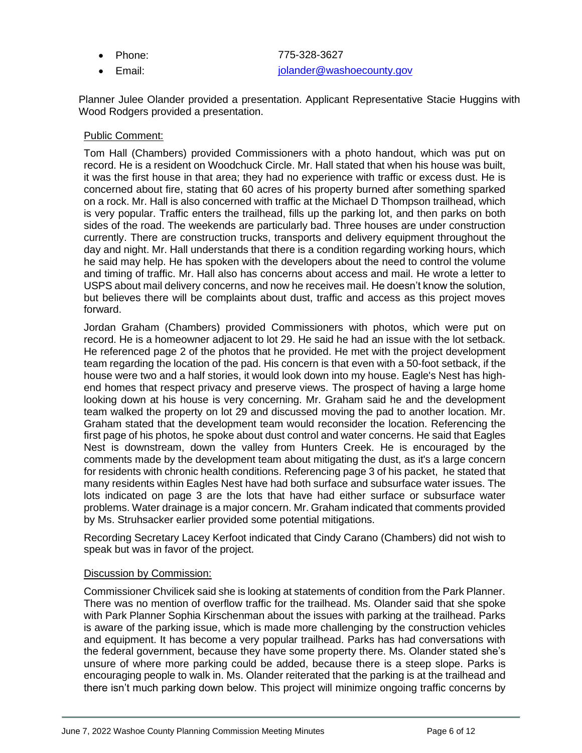- Phone: 775-328-3627
- Email: jolander@washoecounty.gov

Planner Julee Olander provided a presentation. Applicant Representative Stacie Huggins with Wood Rodgers provided a presentation.

Public Comment:

Tom Hall (Chambers) provided Commissioners with a photo handout, which was put on record. He is a resident on Woodchuck Circle. Mr. Hall stated that when his house was built, it was the first house in that area; they had no experience with traffic or excess dust. He is concerned about fire, stating that 60 acres of his property burned after something sparked on a rock. Mr. Hall is also concerned with traffic at the Michael D Thompson trailhead, which is very popular. Traffic enters the trailhead, fills up the parking lot, and then parks on both sides of the road. The weekends are particularly bad. Three houses are under construction currently. There are construction trucks, transports and delivery equipment throughout the day and night. Mr. Hall understands that there is a condition regarding working hours, which he said may help. He has spoken with the developers about the need to control the volume and timing of traffic. Mr. Hall also has concerns about access and mail. He wrote a letter to USPS about mail delivery concerns, and now he receives mail. He doesn't know the solution, but believes there will be complaints about dust, traffic and access as this project moves forward.

Jordan Graham (Chambers) provided Commissioners with photos, which were put on record. He is a homeowner adjacent to lot 29. He said he had an issue with the lot setback. He referenced page 2 of the photos that he provided. He met with the project development team regarding the location of the pad. His concern is that even with a 50-foot setback, if the house were two and a half stories, it would look down into my house. Eagle's Nest has high-end homes that respect privacy and preserve views. The prospect of having a large home looking down at his house is very concerning. Mr. Graham said he and the development team walked the property on lot 29 and discussed moving the pad to another location. Mr. Graham stated that the development team would reconsider the location. Referencing the first page of his photos, he spoke about dust control and water concerns. He said that Eagles Nest is downstream, down the valley from Hunters Creek. He is encouraged by the comments made by the development team about mitigating the dust, as it's a large concern for residents with chronic health conditions. Referencing page 3 of his packet, he stated that many residents within Eagles Nest have had both surface and subsurface water issues. The lots indicated on page 3 are the lots that have had either surface or subsurface water problems. Water drainage is a major concern. Mr. Graham indicated that comments provided by Ms. Struhsacker earlier provided some potential mitigations.

Recording Secretary Lacey Kerfoot indicated that Cindy Carano (Chambers) did not wish to speak but was in favor of the project.

Discussion by Commission:

Commissioner Chvilicek said she is looking at statements of condition from the Park Planner. There was no mention of overflow traffic for the trailhead. Ms. Olander said that she spoke with Park Planner Sophia Kirschenman about the issues with parking at the trailhead. Parks is aware of the parking issue, which is made more challenging by the construction vehicles and equipment. It has become a very popular trailhead. Parks has had conversations with the federal government, because they have some property there. Ms. Olander stated she's unsure of where more parking could be added, because there is a steep slope. Parks is encouraging people to walk in. Ms. Olander reiterated that the parking is at the trailhead and there isn't much parking down below. This project will minimize ongoing traffic concerns by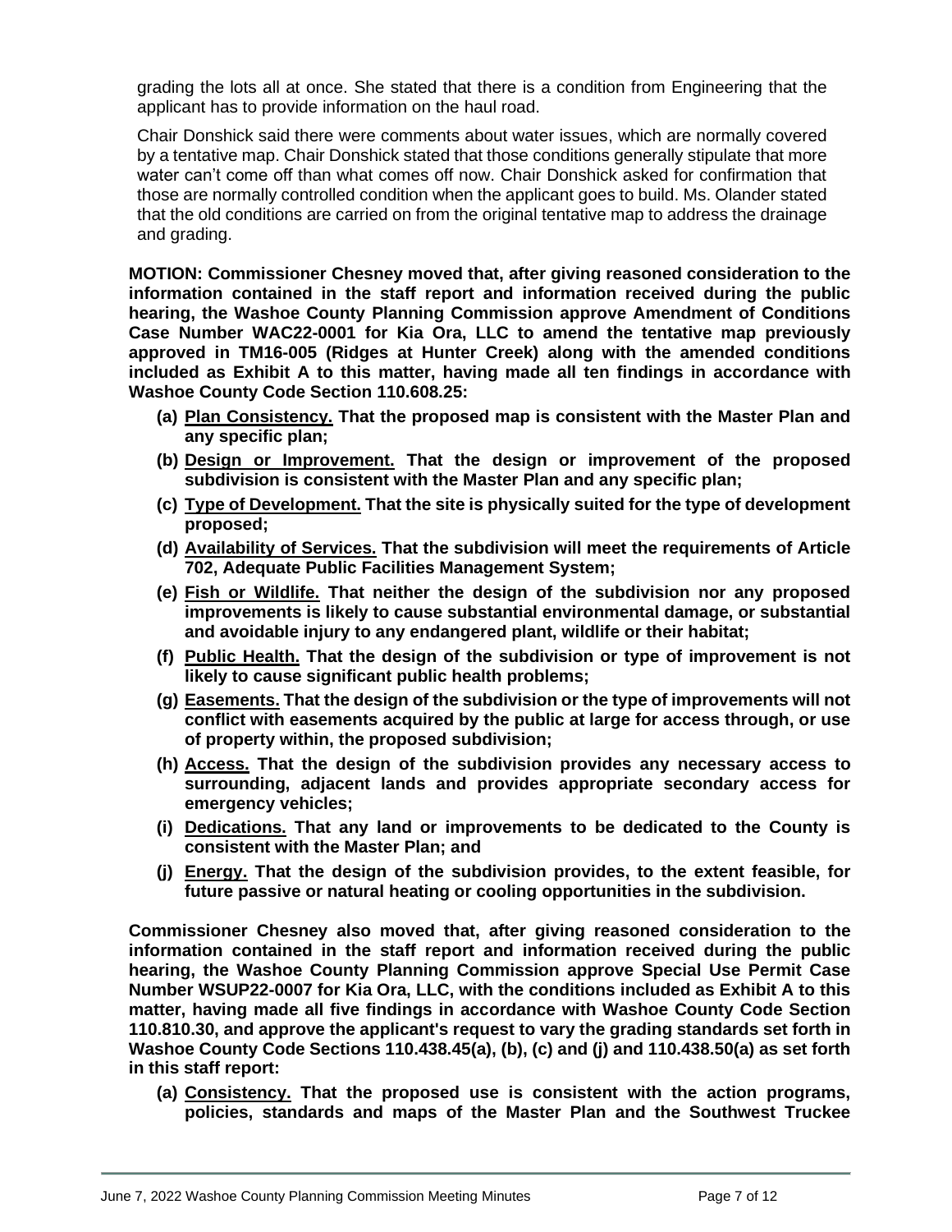grading the lots all at once. She stated that there is a condition from Engineering that the applicant has to provide information on the haul road.

Chair Donshick said there were comments about water issues, which are normally covered by a tentative map. Chair Donshick stated that those conditions generally stipulate that more water can't come off than what comes off now. Chair Donshick asked for confirmation that those are normally controlled condition when the applicant goes to build. Ms. Olander stated that the old conditions are carried on from the original tentative map to address the drainage and grading.

**MOTION: Commissioner Chesney moved that, after giving reasoned consideration to the information contained in the staff report and information received during the public hearing, the Washoe County Planning Commission approve Amendment of Conditions Case Number WAC22-0001 for Kia Ora, LLC to amend the tentative map previously approved in TM16-005 (Ridges at Hunter Creek) along with the amended conditions included as Exhibit A to this matter, having made all ten findings in accordance with Washoe County Code Section 110.608.25:**

- **(a) <u>Plan Consistency.</u> That the proposed map is consistent with the Master Plan and any specific plan;**
- **(b) <u>Design or Improvement.</u> That the design or improvement of the proposed subdivision is consistent with the Master Plan and any specific plan;**
- **(c) <u>Type of Development.</u> That the site is physically suited for the type of development proposed;**
- **(d) <u>Availability of Services.</u> That the subdivision will meet the requirements of Article 702, Adequate Public Facilities Management System;**
- **(e) <u>Fish or Wildlife.</u> That neither the design of the subdivision nor any proposed improvements is likely to cause substantial environmental damage, or substantial and avoidable injury to any endangered plant, wildlife or their habitat;**
- **(f) <u>Public Health.</u> That the design of the subdivision or type of improvement is not likely to cause significant public health problems;**
- **(g) <u>Easements.</u> That the design of the subdivision or the type of improvements will not conflict with easements acquired by the public at large for access through, or use of property within, the proposed subdivision;**
- **(h) <u>Access.</u> That the design of the subdivision provides any necessary access to surrounding, adjacent lands and provides appropriate secondary access for emergency vehicles;**
- **(i) <u>Dedications.</u> That any land or improvements to be dedicated to the County is consistent with the Master Plan; and**
- **(j) <u>Energy.</u> That the design of the subdivision provides, to the extent feasible, for future passive or natural heating or cooling opportunities in the subdivision.**

**Commissioner Chesney also moved that, after giving reasoned consideration to the information contained in the staff report and information received during the public hearing, the Washoe County Planning Commission approve Special Use Permit Case Number WSUP22-0007 for Kia Ora, LLC, with the conditions included as Exhibit A to this matter, having made all five findings in accordance with Washoe County Code Section 110.810.30, and approve the applicant's request to vary the grading standards set forth in Washoe County Code Sections 110.438.45(a), (b), (c) and (j) and 110.438.50(a) as set forth in this staff report:**

- **(a) <u>Consistency.</u> That the proposed use is consistent with the action programs, policies, standards and maps of the Master Plan and the Southwest Truckee**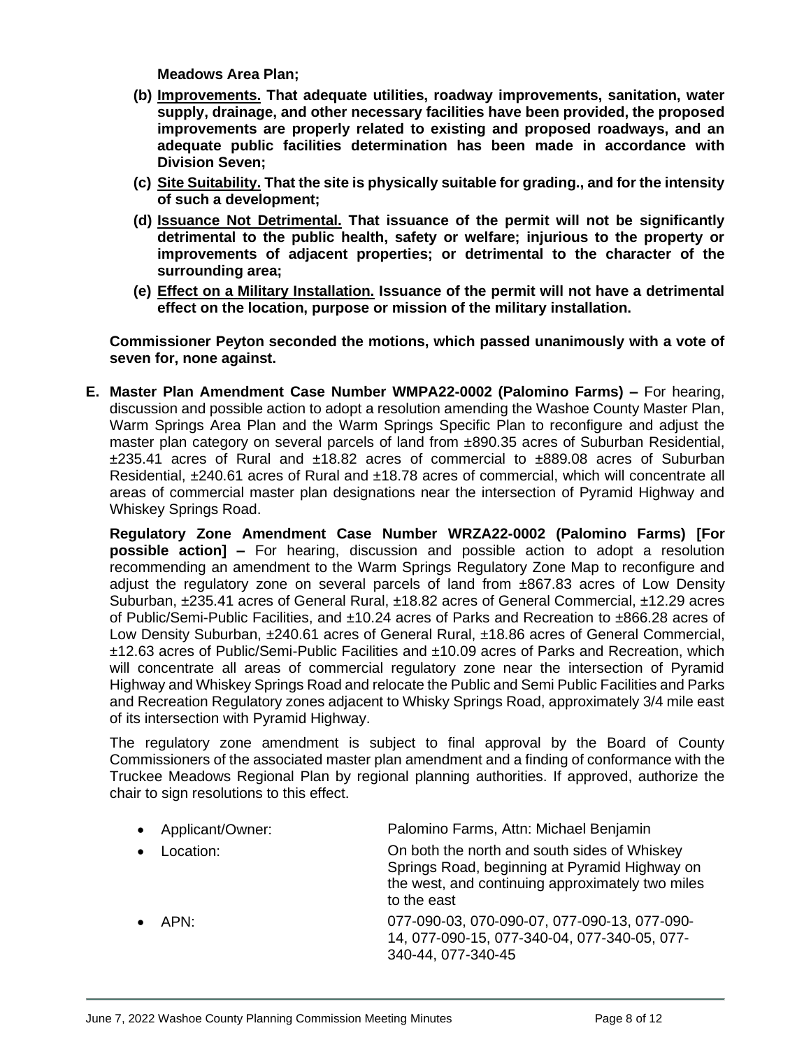**Meadows Area Plan;**

**(b) Improvements. That adequate utilities, roadway improvements, sanitation, water supply, drainage, and other necessary facilities have been provided, the proposed improvements are properly related to existing and proposed roadways, and an adequate public facilities determination has been made in accordance with Division Seven;**

**(c) Site Suitability. That the site is physically suitable for grading., and for the intensity of such a development;**

**(d) Issuance Not Detrimental. That issuance of the permit will not be significantly detrimental to the public health, safety or welfare; injurious to the property or improvements of adjacent properties; or detrimental to the character of the surrounding area;**

**(e) Effect on a Military Installation. Issuance of the permit will not have a detrimental effect on the location, purpose or mission of the military installation.**

**Commissioner Peyton seconded the motions, which passed unanimously with a vote of seven for, none against.**

**E. Master Plan Amendment Case Number WMPA22-0002 (Palomino Farms) –** For hearing, discussion and possible action to adopt a resolution amending the Washoe County Master Plan, Warm Springs Area Plan and the Warm Springs Specific Plan to reconfigure and adjust the master plan category on several parcels of land from ±890.35 acres of Suburban Residential, ±235.41 acres of Rural and ±18.82 acres of commercial to ±889.08 acres of Suburban Residential, ±240.61 acres of Rural and ±18.78 acres of commercial, which will concentrate all areas of commercial master plan designations near the intersection of Pyramid Highway and Whiskey Springs Road.

**Regulatory Zone Amendment Case Number WRZA22-0002 (Palomino Farms) [For possible action] –** For hearing, discussion and possible action to adopt a resolution recommending an amendment to the Warm Springs Regulatory Zone Map to reconfigure and adjust the regulatory zone on several parcels of land from ±867.83 acres of Low Density Suburban, ±235.41 acres of General Rural, ±18.82 acres of General Commercial, ±12.29 acres of Public/Semi-Public Facilities, and ±10.24 acres of Parks and Recreation to ±866.28 acres of Low Density Suburban, ±240.61 acres of General Rural, ±18.86 acres of General Commercial, ±12.63 acres of Public/Semi-Public Facilities and ±10.09 acres of Parks and Recreation, which will concentrate all areas of commercial regulatory zone near the intersection of Pyramid Highway and Whiskey Springs Road and relocate the Public and Semi Public Facilities and Parks and Recreation Regulatory zones adjacent to Whisky Springs Road, approximately 3/4 mile east of its intersection with Pyramid Highway.

The regulatory zone amendment is subject to final approval by the Board of County Commissioners of the associated master plan amendment and a finding of conformance with the Truckee Meadows Regional Plan by regional planning authorities. If approved, authorize the chair to sign resolutions to this effect.

- Applicant/Owner: Palomino Farms, Attn: Michael Benjamin
- Location: On both the north and south sides of Whiskey Springs Road, beginning at Pyramid Highway on the west, and continuing approximately two miles to the east
- APN: 077-090-03, 070-090-07, 077-090-13, 077-090-14, 077-090-15, 077-340-04, 077-340-05, 077-340-44, 077-340-45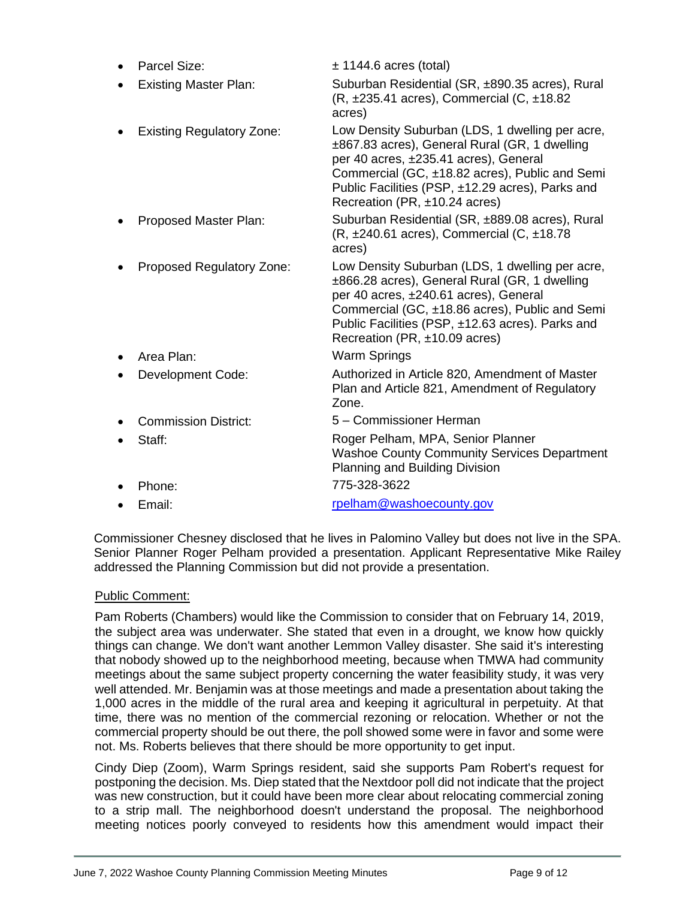- Parcel Size: ± 1144.6 acres (total)
- Existing Master Plan: Suburban Residential (SR, ±890.35 acres), Rural (R, ±235.41 acres), Commercial (C, ±18.82 acres)
- Existing Regulatory Zone: Low Density Suburban (LDS, 1 dwelling per acre, ±867.83 acres), General Rural (GR, 1 dwelling per 40 acres, ±235.41 acres), General Commercial (GC, ±18.82 acres), Public and Semi Public Facilities (PSP, ±12.29 acres), Parks and Recreation (PR, ±10.24 acres)
- Proposed Master Plan: Suburban Residential (SR, ±889.08 acres), Rural (R, ±240.61 acres), Commercial (C, ±18.78 acres)
- Proposed Regulatory Zone: Low Density Suburban (LDS, 1 dwelling per acre, ±866.28 acres), General Rural (GR, 1 dwelling per 40 acres, ±240.61 acres), General Commercial (GC, ±18.86 acres), Public and Semi Public Facilities (PSP, ±12.63 acres). Parks and Recreation (PR, ±10.09 acres)
- Area Plan: Warm Springs
- Development Code: Authorized in Article 820, Amendment of Master Plan and Article 821, Amendment of Regulatory Zone.
- Commission District: 5 – Commissioner Herman
- Staff: Roger Pelham, MPA, Senior Planner
  Washoe County Community Services Department
  Planning and Building Division
- Phone: 775-328-3622
- Email: rpelham@washoecounty.gov

Commissioner Chesney disclosed that he lives in Palomino Valley but does not live in the SPA. Senior Planner Roger Pelham provided a presentation. Applicant Representative Mike Railey addressed the Planning Commission but did not provide a presentation.

Public Comment:

Pam Roberts (Chambers) would like the Commission to consider that on February 14, 2019, the subject area was underwater. She stated that even in a drought, we know how quickly things can change. We don't want another Lemmon Valley disaster. She said it's interesting that nobody showed up to the neighborhood meeting, because when TMWA had community meetings about the same subject property concerning the water feasibility study, it was very well attended. Mr. Benjamin was at those meetings and made a presentation about taking the 1,000 acres in the middle of the rural area and keeping it agricultural in perpetuity. At that time, there was no mention of the commercial rezoning or relocation. Whether or not the commercial property should be out there, the poll showed some were in favor and some were not. Ms. Roberts believes that there should be more opportunity to get input.

Cindy Diep (Zoom), Warm Springs resident, said she supports Pam Robert's request for postponing the decision. Ms. Diep stated that the Nextdoor poll did not indicate that the project was new construction, but it could have been more clear about relocating commercial zoning to a strip mall. The neighborhood doesn't understand the proposal. The neighborhood meeting notices poorly conveyed to residents how this amendment would impact their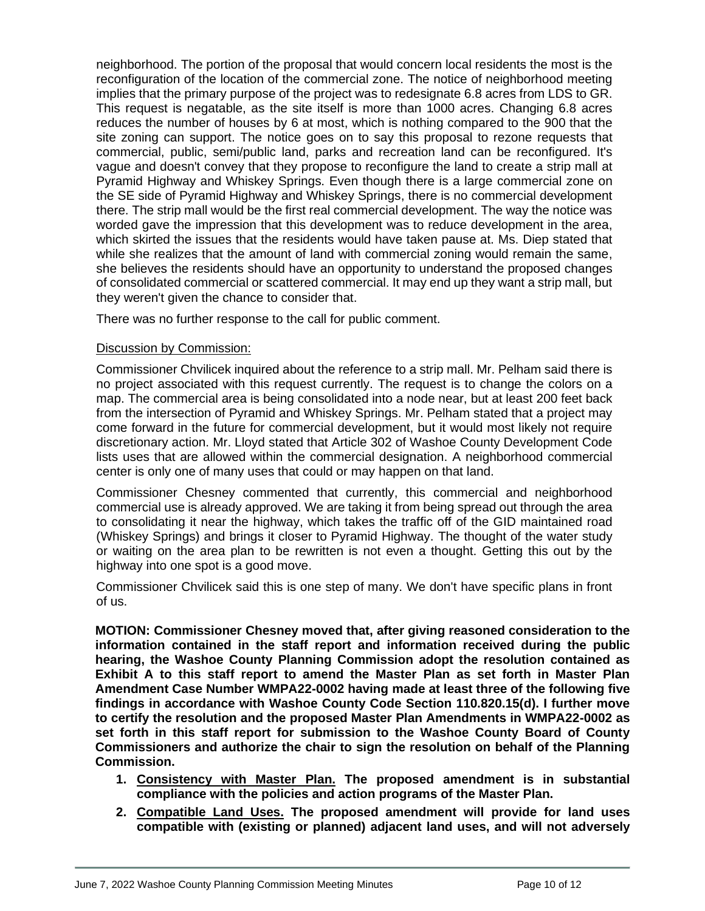neighborhood. The portion of the proposal that would concern local residents the most is the reconfiguration of the location of the commercial zone. The notice of neighborhood meeting implies that the primary purpose of the project was to redesignate 6.8 acres from LDS to GR. This request is negatable, as the site itself is more than 1000 acres. Changing 6.8 acres reduces the number of houses by 6 at most, which is nothing compared to the 900 that the site zoning can support. The notice goes on to say this proposal to rezone requests that commercial, public, semi/public land, parks and recreation land can be reconfigured. It's vague and doesn't convey that they propose to reconfigure the land to create a strip mall at Pyramid Highway and Whiskey Springs. Even though there is a large commercial zone on the SE side of Pyramid Highway and Whiskey Springs, there is no commercial development there. The strip mall would be the first real commercial development. The way the notice was worded gave the impression that this development was to reduce development in the area, which skirted the issues that the residents would have taken pause at. Ms. Diep stated that while she realizes that the amount of land with commercial zoning would remain the same, she believes the residents should have an opportunity to understand the proposed changes of consolidated commercial or scattered commercial. It may end up they want a strip mall, but they weren't given the chance to consider that.

There was no further response to the call for public comment.

<u>Discussion by Commission:</u>

Commissioner Chvilicek inquired about the reference to a strip mall. Mr. Pelham said there is no project associated with this request currently. The request is to change the colors on a map. The commercial area is being consolidated into a node near, but at least 200 feet back from the intersection of Pyramid and Whiskey Springs. Mr. Pelham stated that a project may come forward in the future for commercial development, but it would most likely not require discretionary action. Mr. Lloyd stated that Article 302 of Washoe County Development Code lists uses that are allowed within the commercial designation. A neighborhood commercial center is only one of many uses that could or may happen on that land.

Commissioner Chesney commented that currently, this commercial and neighborhood commercial use is already approved. We are taking it from being spread out through the area to consolidating it near the highway, which takes the traffic off of the GID maintained road (Whiskey Springs) and brings it closer to Pyramid Highway. The thought of the water study or waiting on the area plan to be rewritten is not even a thought. Getting this out by the highway into one spot is a good move.

Commissioner Chvilicek said this is one step of many. We don't have specific plans in front of us.

**MOTION: Commissioner Chesney moved that, after giving reasoned consideration to the information contained in the staff report and information received during the public hearing, the Washoe County Planning Commission adopt the resolution contained as Exhibit A to this staff report to amend the Master Plan as set forth in Master Plan Amendment Case Number WMPA22-0002 having made at least three of the following five findings in accordance with Washoe County Code Section 110.820.15(d). I further move to certify the resolution and the proposed Master Plan Amendments in WMPA22-0002 as set forth in this staff report for submission to the Washoe County Board of County Commissioners and authorize the chair to sign the resolution on behalf of the Planning Commission.**

1. **<u>Consistency with Master Plan.</u> The proposed amendment is in substantial compliance with the policies and action programs of the Master Plan.**
2. **<u>Compatible Land Uses.</u> The proposed amendment will provide for land uses compatible with (existing or planned) adjacent land uses, and will not adversely**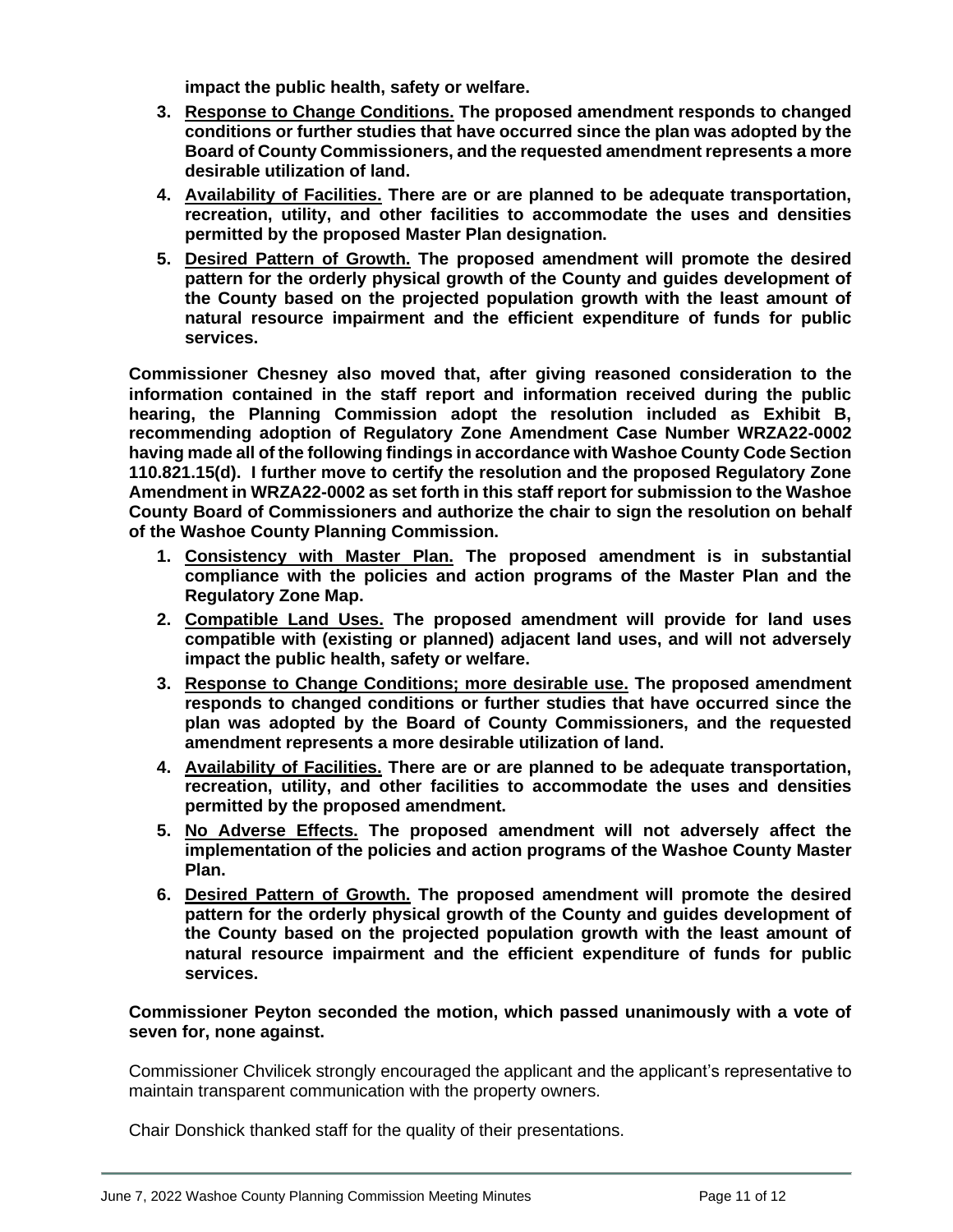**impact the public health, safety or welfare.**

3. **<u>Response to Change Conditions.</u> The proposed amendment responds to changed conditions or further studies that have occurred since the plan was adopted by the Board of County Commissioners, and the requested amendment represents a more desirable utilization of land.**
4. **<u>Availability of Facilities.</u> There are or are planned to be adequate transportation, recreation, utility, and other facilities to accommodate the uses and densities permitted by the proposed Master Plan designation.**
5. **<u>Desired Pattern of Growth.</u> The proposed amendment will promote the desired pattern for the orderly physical growth of the County and guides development of the County based on the projected population growth with the least amount of natural resource impairment and the efficient expenditure of funds for public services.**

**Commissioner Chesney also moved that, after giving reasoned consideration to the information contained in the staff report and information received during the public hearing, the Planning Commission adopt the resolution included as Exhibit B, recommending adoption of Regulatory Zone Amendment Case Number WRZA22-0002 having made all of the following findings in accordance with Washoe County Code Section 110.821.15(d). I further move to certify the resolution and the proposed Regulatory Zone Amendment in WRZA22-0002 as set forth in this staff report for submission to the Washoe County Board of Commissioners and authorize the chair to sign the resolution on behalf of the Washoe County Planning Commission.**

1. **<u>Consistency with Master Plan.</u> The proposed amendment is in substantial compliance with the policies and action programs of the Master Plan and the Regulatory Zone Map.**
2. **<u>Compatible Land Uses.</u> The proposed amendment will provide for land uses compatible with (existing or planned) adjacent land uses, and will not adversely impact the public health, safety or welfare.**
3. **<u>Response to Change Conditions; more desirable use.</u> The proposed amendment responds to changed conditions or further studies that have occurred since the plan was adopted by the Board of County Commissioners, and the requested amendment represents a more desirable utilization of land.**
4. **<u>Availability of Facilities.</u> There are or are planned to be adequate transportation, recreation, utility, and other facilities to accommodate the uses and densities permitted by the proposed amendment.**
5. **<u>No Adverse Effects.</u> The proposed amendment will not adversely affect the implementation of the policies and action programs of the Washoe County Master Plan.**
6. **<u>Desired Pattern of Growth.</u> The proposed amendment will promote the desired pattern for the orderly physical growth of the County and guides development of the County based on the projected population growth with the least amount of natural resource impairment and the efficient expenditure of funds for public services.**

**Commissioner Peyton seconded the motion, which passed unanimously with a vote of seven for, none against.**

Commissioner Chvilicek strongly encouraged the applicant and the applicant's representative to maintain transparent communication with the property owners.

Chair Donshick thanked staff for the quality of their presentations.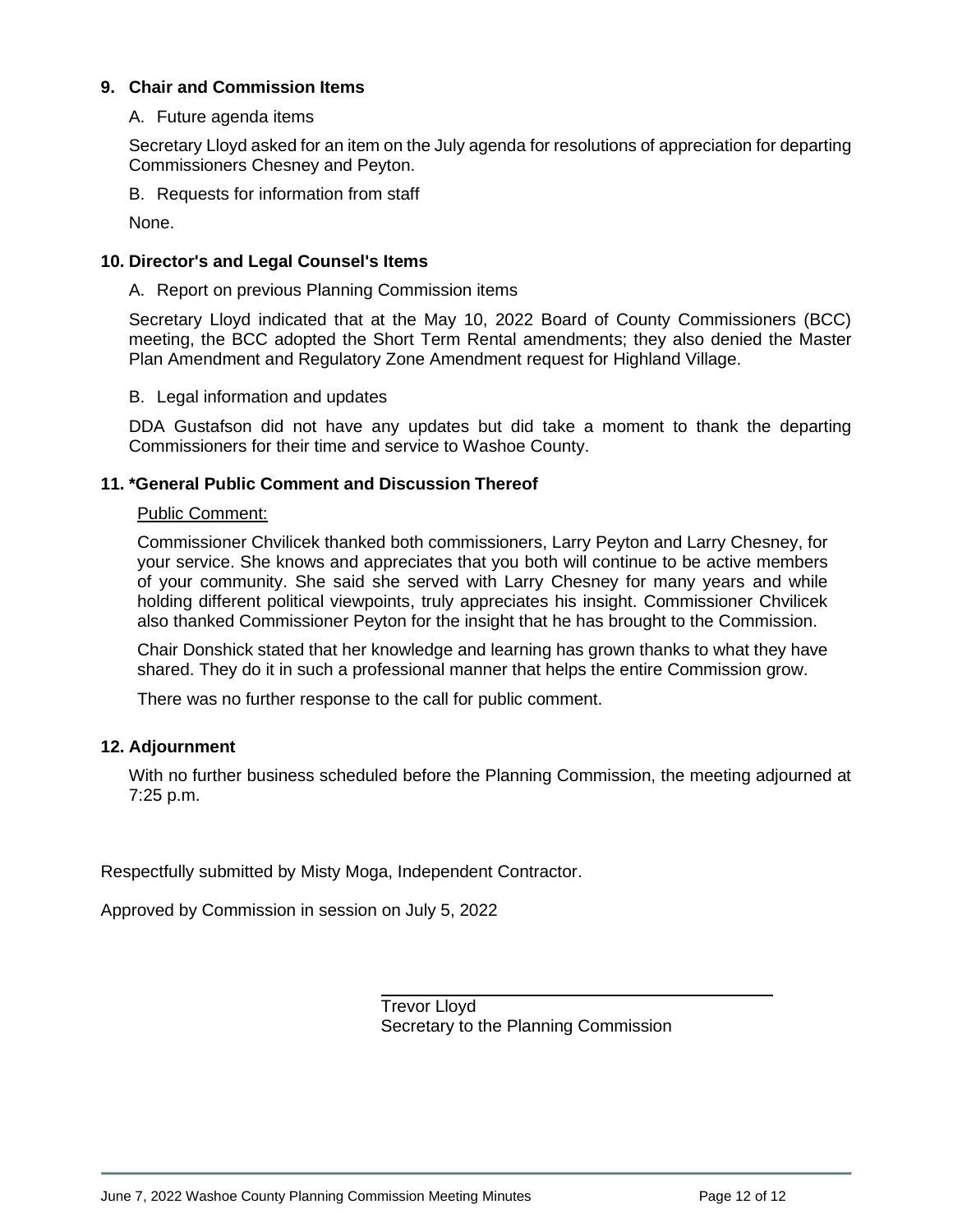## 9. Chair and Commission Items

A. Future agenda items

Secretary Lloyd asked for an item on the July agenda for resolutions of appreciation for departing Commissioners Chesney and Peyton.

B. Requests for information from staff

None.

## 10. Director's and Legal Counsel's Items

A. Report on previous Planning Commission items

Secretary Lloyd indicated that at the May 10, 2022 Board of County Commissioners (BCC) meeting, the BCC adopted the Short Term Rental amendments; they also denied the Master Plan Amendment and Regulatory Zone Amendment request for Highland Village.

B. Legal information and updates

DDA Gustafson did not have any updates but did take a moment to thank the departing Commissioners for their time and service to Washoe County.

## 11. *General Public Comment and Discussion Thereof

Public Comment:

Commissioner Chvilicek thanked both commissioners, Larry Peyton and Larry Chesney, for your service. She knows and appreciates that you both will continue to be active members of your community. She said she served with Larry Chesney for many years and while holding different political viewpoints, truly appreciates his insight. Commissioner Chvilicek also thanked Commissioner Peyton for the insight that he has brought to the Commission.

Chair Donshick stated that her knowledge and learning has grown thanks to what they have shared. They do it in such a professional manner that helps the entire Commission grow.

There was no further response to the call for public comment.

## 12. Adjournment

With no further business scheduled before the Planning Commission, the meeting adjourned at 7:25 p.m.

Respectfully submitted by Misty Moga, Independent Contractor.

Approved by Commission in session on July 5, 2022

Trevor Lloyd
Secretary to the Planning Commission